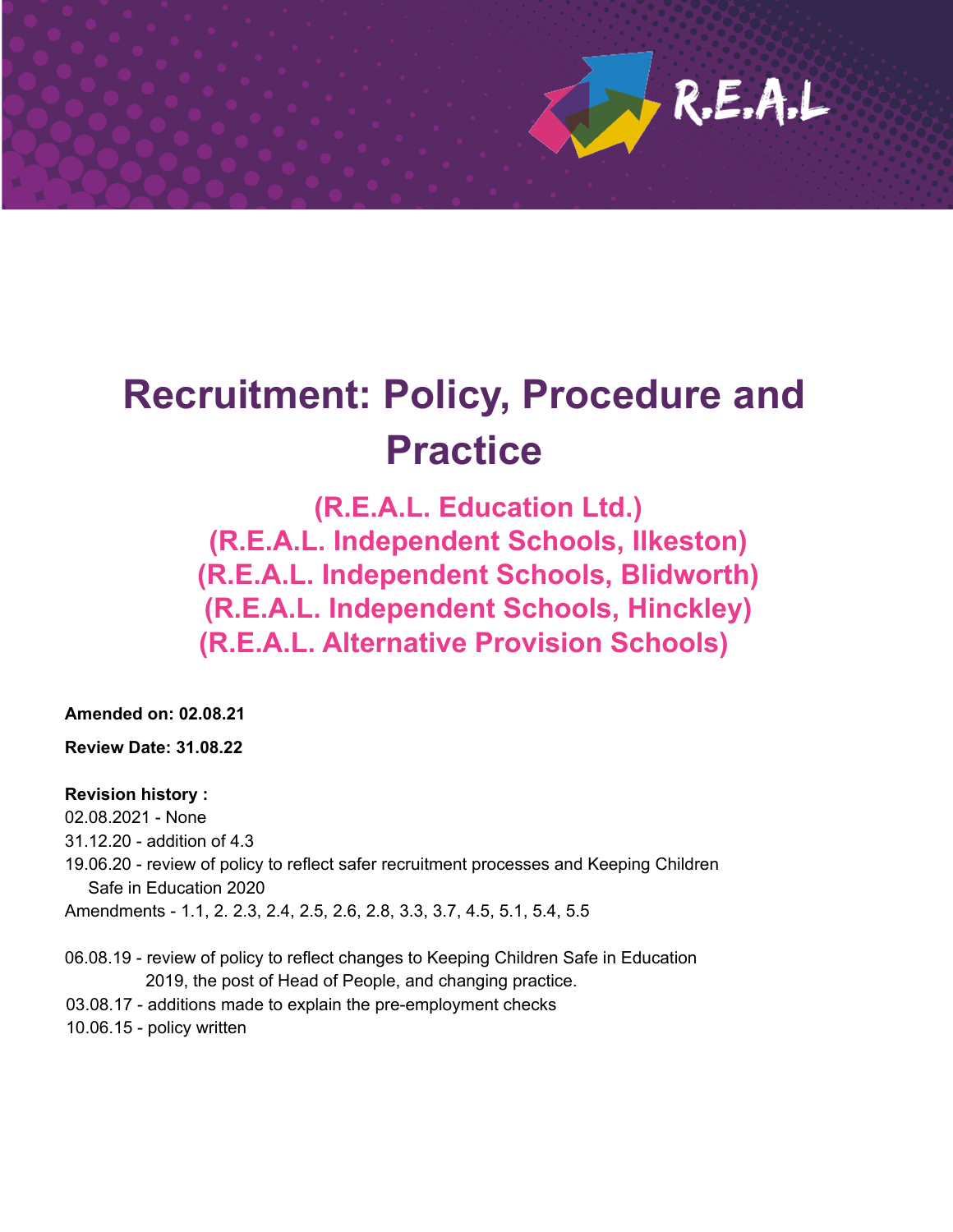# Recruitment: Policy, Procedure and Practice

## (R.E.A.L. Education Ltd.)
## (R.E.A.L. Independent Schools, Ilkeston)
## (R.E.A.L. Independent Schools, Blidworth)
## (R.E.A.L. Independent Schools, Hinckley)
## (R.E.A.L. Alternative Provision Schools)

**Amended on: 02.08.21**

**Review Date: 31.08.22**

**Revision history :**

02.08.2021 - None
31.12.20 - addition of 4.3
19.06.20 - review of policy to reflect safer recruitment processes and Keeping Children Safe in Education 2020
Amendments - 1.1, 2. 2.3, 2.4, 2.5, 2.6, 2.8, 3.3, 3.7, 4.5, 5.1, 5.4, 5.5

06.08.19 - review of policy to reflect changes to Keeping Children Safe in Education 2019, the post of Head of People, and changing practice.
03.08.17 - additions made to explain the pre-employment checks
10.06.15 - policy written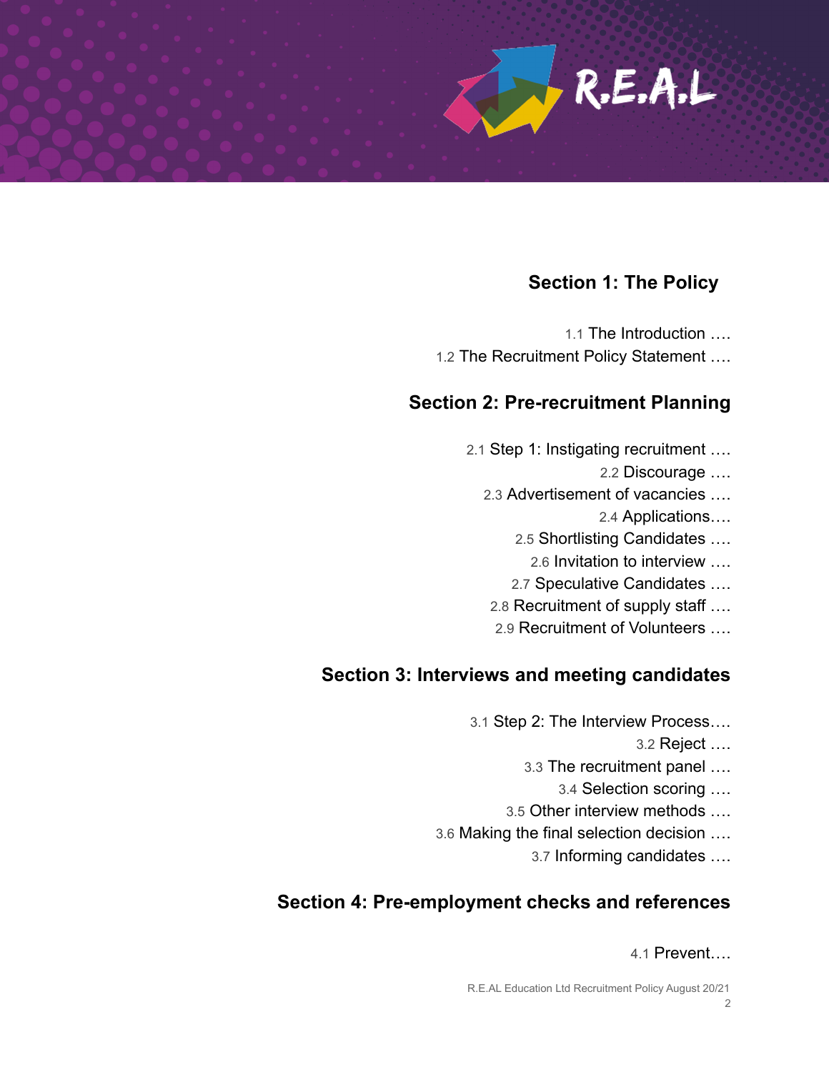## Section 1: The Policy

1.1 The Introduction ….
1.2 The Recruitment Policy Statement ….

## Section 2: Pre-recruitment Planning

2.1 Step 1: Instigating recruitment ….
2.2 Discourage ….
2.3 Advertisement of vacancies ….
2.4 Applications….
2.5 Shortlisting Candidates ….
2.6 Invitation to interview ….
2.7 Speculative Candidates ….
2.8 Recruitment of supply staff ….
2.9 Recruitment of Volunteers ….

## Section 3: Interviews and meeting candidates

3.1 Step 2: The Interview Process….
3.2 Reject ….
3.3 The recruitment panel ….
3.4 Selection scoring ….
3.5 Other interview methods ….
3.6 Making the final selection decision ….
3.7 Informing candidates ….

## Section 4: Pre-employment checks and references

4.1 Prevent….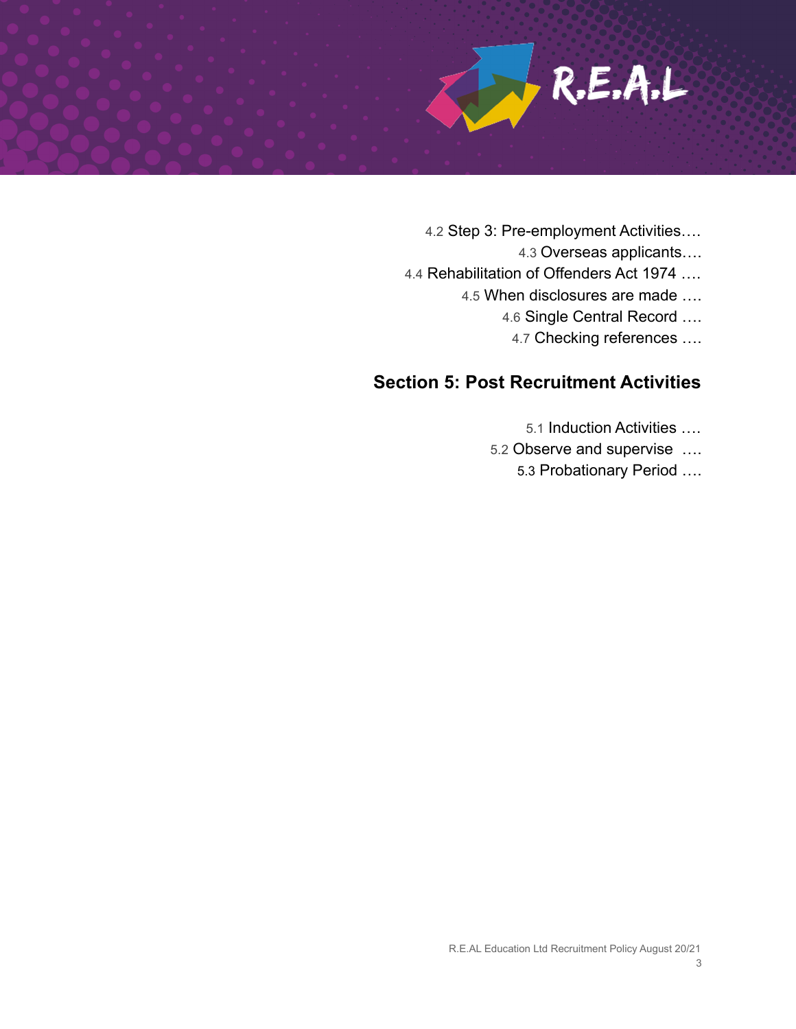4.2 Step 3: Pre-employment Activities….

4.3 Overseas applicants….

4.4 Rehabilitation of Offenders Act 1974 ….

4.5 When disclosures are made ….

4.6 Single Central Record ….

4.7 Checking references ….

## Section 5: Post Recruitment Activities

5.1 Induction Activities ….

5.2 Observe and supervise ….

5.3 Probationary Period ….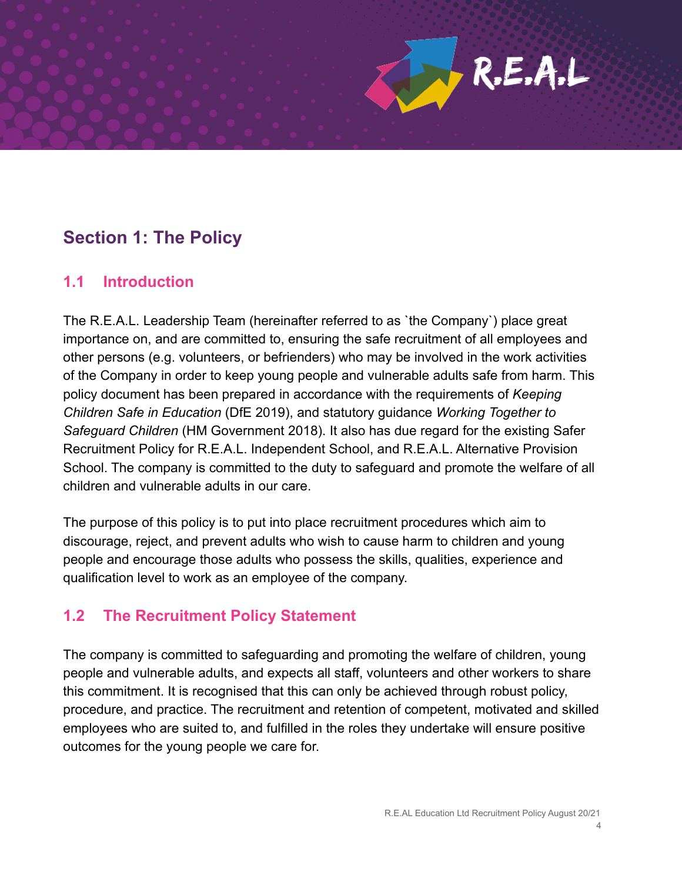## Section 1: The Policy

### 1.1 Introduction

The R.E.A.L. Leadership Team (hereinafter referred to as `the Company`) place great importance on, and are committed to, ensuring the safe recruitment of all employees and other persons (e.g. volunteers, or befrienders) who may be involved in the work activities of the Company in order to keep young people and vulnerable adults safe from harm. This policy document has been prepared in accordance with the requirements of *Keeping Children Safe in Education* (DfE 2019), and statutory guidance *Working Together to Safeguard Children* (HM Government 2018). It also has due regard for the existing Safer Recruitment Policy for R.E.A.L. Independent School, and R.E.A.L. Alternative Provision School. The company is committed to the duty to safeguard and promote the welfare of all children and vulnerable adults in our care.

The purpose of this policy is to put into place recruitment procedures which aim to discourage, reject, and prevent adults who wish to cause harm to children and young people and encourage those adults who possess the skills, qualities, experience and qualification level to work as an employee of the company.

### 1.2 The Recruitment Policy Statement

The company is committed to safeguarding and promoting the welfare of children, young people and vulnerable adults, and expects all staff, volunteers and other workers to share this commitment. It is recognised that this can only be achieved through robust policy, procedure, and practice. The recruitment and retention of competent, motivated and skilled employees who are suited to, and fulfilled in the roles they undertake will ensure positive outcomes for the young people we care for.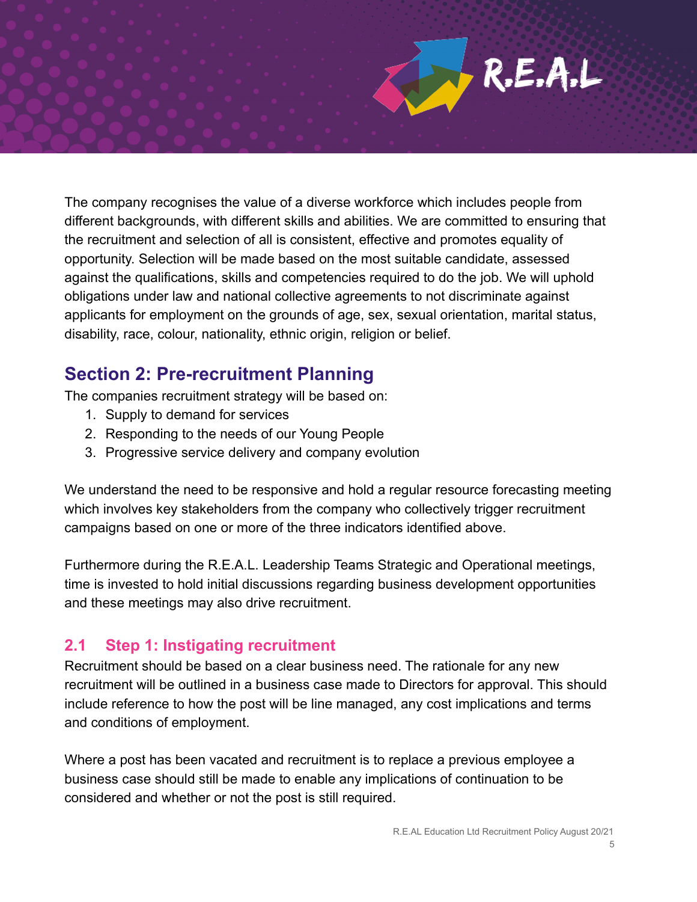The company recognises the value of a diverse workforce which includes people from different backgrounds, with different skills and abilities. We are committed to ensuring that the recruitment and selection of all is consistent, effective and promotes equality of opportunity. Selection will be made based on the most suitable candidate, assessed against the qualifications, skills and competencies required to do the job. We will uphold obligations under law and national collective agreements to not discriminate against applicants for employment on the grounds of age, sex, sexual orientation, marital status, disability, race, colour, nationality, ethnic origin, religion or belief.

## Section 2: Pre-recruitment Planning

The companies recruitment strategy will be based on:

1. Supply to demand for services
2. Responding to the needs of our Young People
3. Progressive service delivery and company evolution

We understand the need to be responsive and hold a regular resource forecasting meeting which involves key stakeholders from the company who collectively trigger recruitment campaigns based on one or more of the three indicators identified above.

Furthermore during the R.E.A.L. Leadership Teams Strategic and Operational meetings, time is invested to hold initial discussions regarding business development opportunities and these meetings may also drive recruitment.

### 2.1 Step 1: Instigating recruitment

Recruitment should be based on a clear business need. The rationale for any new recruitment will be outlined in a business case made to Directors for approval. This should include reference to how the post will be line managed, any cost implications and terms and conditions of employment.

Where a post has been vacated and recruitment is to replace a previous employee a business case should still be made to enable any implications of continuation to be considered and whether or not the post is still required.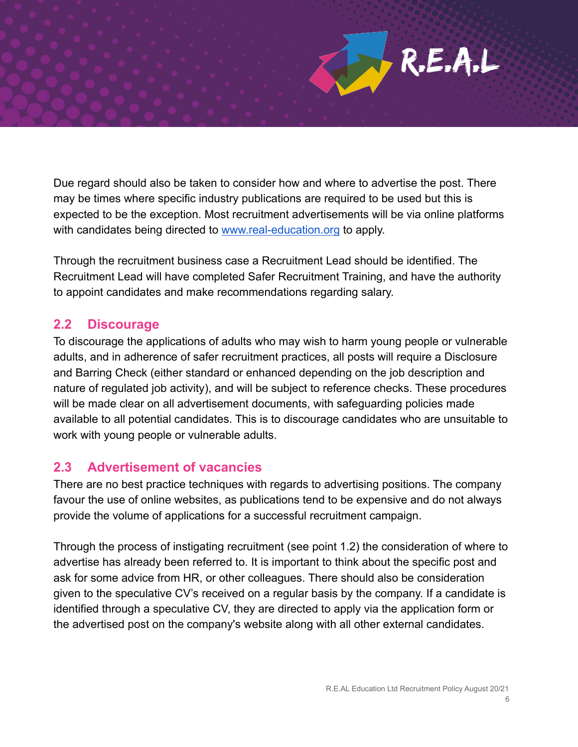Due regard should also be taken to consider how and where to advertise the post. There may be times where specific industry publications are required to be used but this is expected to be the exception. Most recruitment advertisements will be via online platforms with candidates being directed to [www.real-education.org](http://www.real-education.org) to apply.

Through the recruitment business case a Recruitment Lead should be identified. The Recruitment Lead will have completed Safer Recruitment Training, and have the authority to appoint candidates and make recommendations regarding salary.

## 2.2 Discourage

To discourage the applications of adults who may wish to harm young people or vulnerable adults, and in adherence of safer recruitment practices, all posts will require a Disclosure and Barring Check (either standard or enhanced depending on the job description and nature of regulated job activity), and will be subject to reference checks. These procedures will be made clear on all advertisement documents, with safeguarding policies made available to all potential candidates. This is to discourage candidates who are unsuitable to work with young people or vulnerable adults.

## 2.3 Advertisement of vacancies

There are no best practice techniques with regards to advertising positions. The company favour the use of online websites, as publications tend to be expensive and do not always provide the volume of applications for a successful recruitment campaign.

Through the process of instigating recruitment (see point 1.2) the consideration of where to advertise has already been referred to. It is important to think about the specific post and ask for some advice from HR, or other colleagues. There should also be consideration given to the speculative CV's received on a regular basis by the company. If a candidate is identified through a speculative CV, they are directed to apply via the application form or the advertised post on the company's website along with all other external candidates.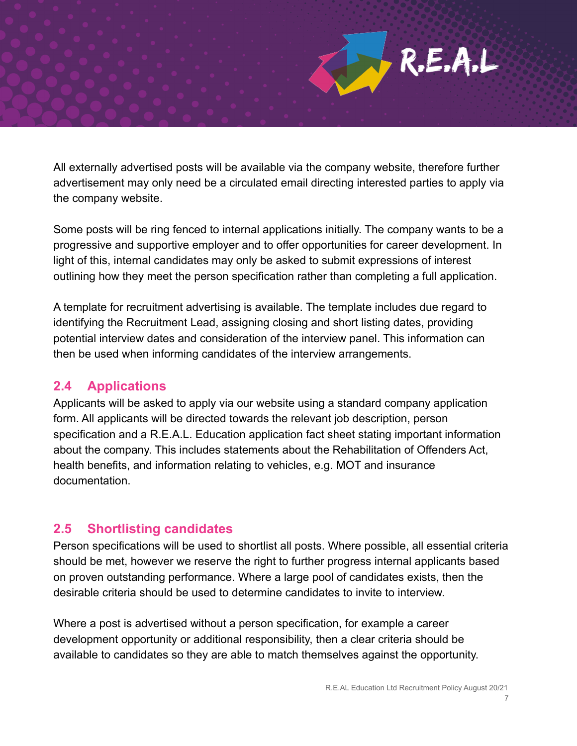All externally advertised posts will be available via the company website, therefore further advertisement may only need be a circulated email directing interested parties to apply via the company website.

Some posts will be ring fenced to internal applications initially. The company wants to be a progressive and supportive employer and to offer opportunities for career development. In light of this, internal candidates may only be asked to submit expressions of interest outlining how they meet the person specification rather than completing a full application.

A template for recruitment advertising is available. The template includes due regard to identifying the Recruitment Lead, assigning closing and short listing dates, providing potential interview dates and consideration of the interview panel. This information can then be used when informing candidates of the interview arrangements.

## 2.4 Applications

Applicants will be asked to apply via our website using a standard company application form. All applicants will be directed towards the relevant job description, person specification and a R.E.A.L. Education application fact sheet stating important information about the company. This includes statements about the Rehabilitation of Offenders Act, health benefits, and information relating to vehicles, e.g. MOT and insurance documentation.

## 2.5 Shortlisting candidates

Person specifications will be used to shortlist all posts. Where possible, all essential criteria should be met, however we reserve the right to further progress internal applicants based on proven outstanding performance. Where a large pool of candidates exists, then the desirable criteria should be used to determine candidates to invite to interview.

Where a post is advertised without a person specification, for example a career development opportunity or additional responsibility, then a clear criteria should be available to candidates so they are able to match themselves against the opportunity.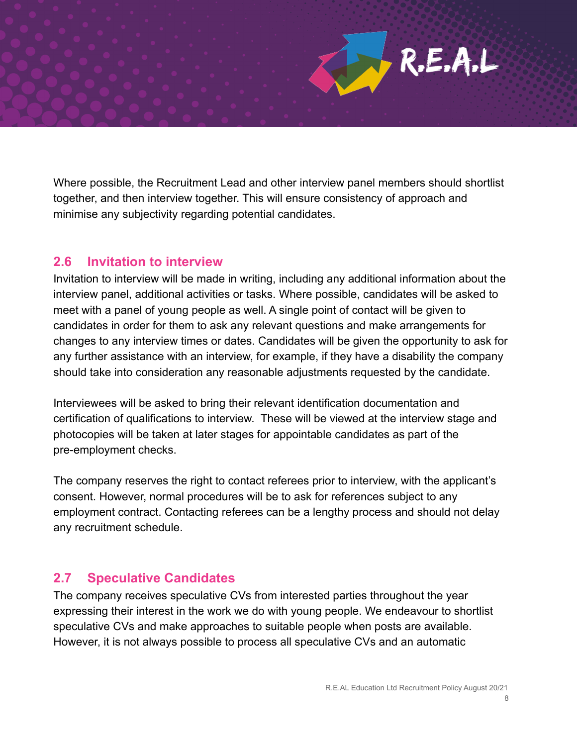Where possible, the Recruitment Lead and other interview panel members should shortlist together, and then interview together. This will ensure consistency of approach and minimise any subjectivity regarding potential candidates.

## 2.6 Invitation to interview

Invitation to interview will be made in writing, including any additional information about the interview panel, additional activities or tasks. Where possible, candidates will be asked to meet with a panel of young people as well. A single point of contact will be given to candidates in order for them to ask any relevant questions and make arrangements for changes to any interview times or dates. Candidates will be given the opportunity to ask for any further assistance with an interview, for example, if they have a disability the company should take into consideration any reasonable adjustments requested by the candidate.

Interviewees will be asked to bring their relevant identification documentation and certification of qualifications to interview. These will be viewed at the interview stage and photocopies will be taken at later stages for appointable candidates as part of the pre-employment checks.

The company reserves the right to contact referees prior to interview, with the applicant's consent. However, normal procedures will be to ask for references subject to any employment contract. Contacting referees can be a lengthy process and should not delay any recruitment schedule.

## 2.7 Speculative Candidates

The company receives speculative CVs from interested parties throughout the year expressing their interest in the work we do with young people. We endeavour to shortlist speculative CVs and make approaches to suitable people when posts are available. However, it is not always possible to process all speculative CVs and an automatic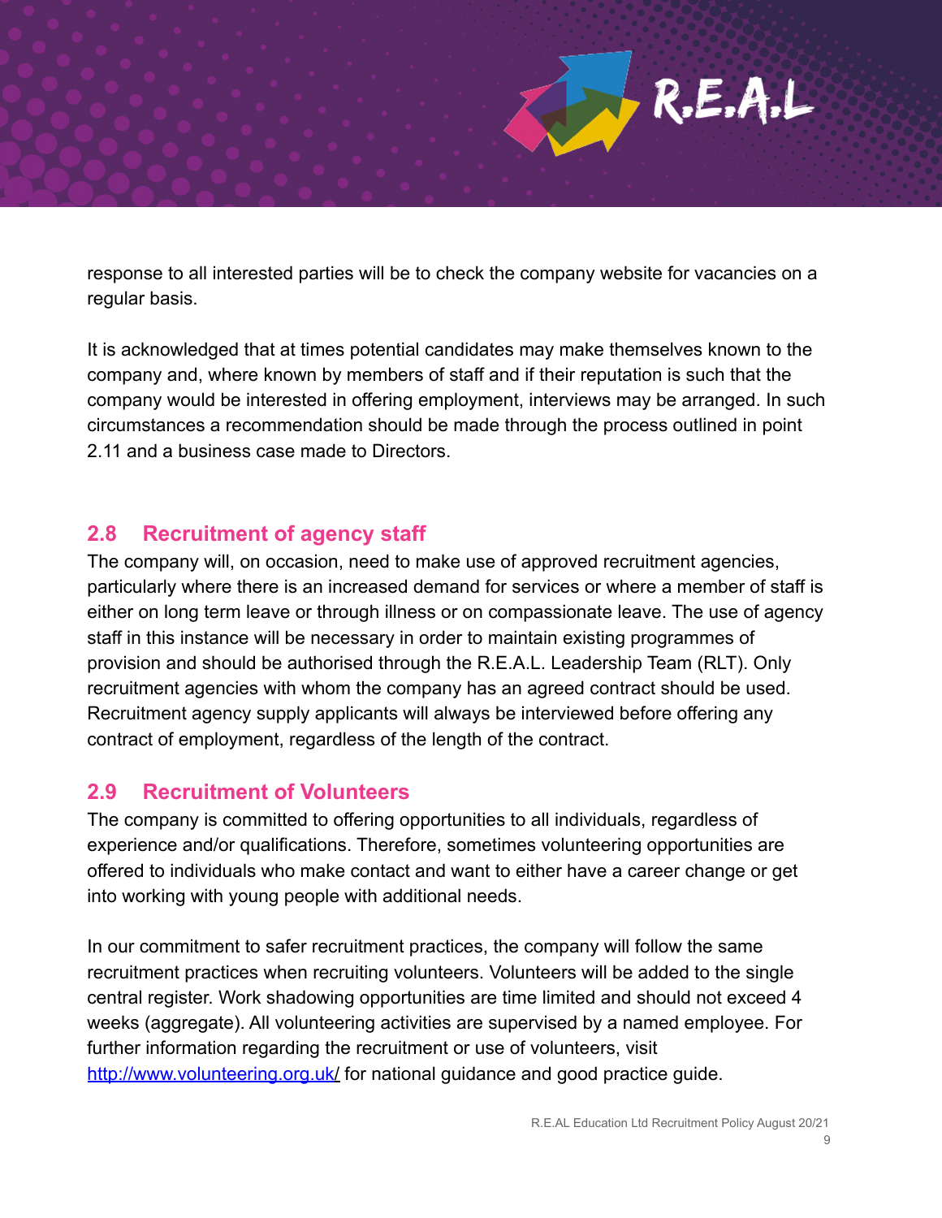response to all interested parties will be to check the company website for vacancies on a regular basis.

It is acknowledged that at times potential candidates may make themselves known to the company and, where known by members of staff and if their reputation is such that the company would be interested in offering employment, interviews may be arranged. In such circumstances a recommendation should be made through the process outlined in point 2.11 and a business case made to Directors.

## 2.8 Recruitment of agency staff

The company will, on occasion, need to make use of approved recruitment agencies, particularly where there is an increased demand for services or where a member of staff is either on long term leave or through illness or on compassionate leave. The use of agency staff in this instance will be necessary in order to maintain existing programmes of provision and should be authorised through the R.E.A.L. Leadership Team (RLT). Only recruitment agencies with whom the company has an agreed contract should be used. Recruitment agency supply applicants will always be interviewed before offering any contract of employment, regardless of the length of the contract.

## 2.9 Recruitment of Volunteers

The company is committed to offering opportunities to all individuals, regardless of experience and/or qualifications. Therefore, sometimes volunteering opportunities are offered to individuals who make contact and want to either have a career change or get into working with young people with additional needs.

In our commitment to safer recruitment practices, the company will follow the same recruitment practices when recruiting volunteers. Volunteers will be added to the single central register. Work shadowing opportunities are time limited and should not exceed 4 weeks (aggregate). All volunteering activities are supervised by a named employee. For further information regarding the recruitment or use of volunteers, visit [http://www.volunteering.org.uk/](http://www.volunteering.org.uk/) for national guidance and good practice guide.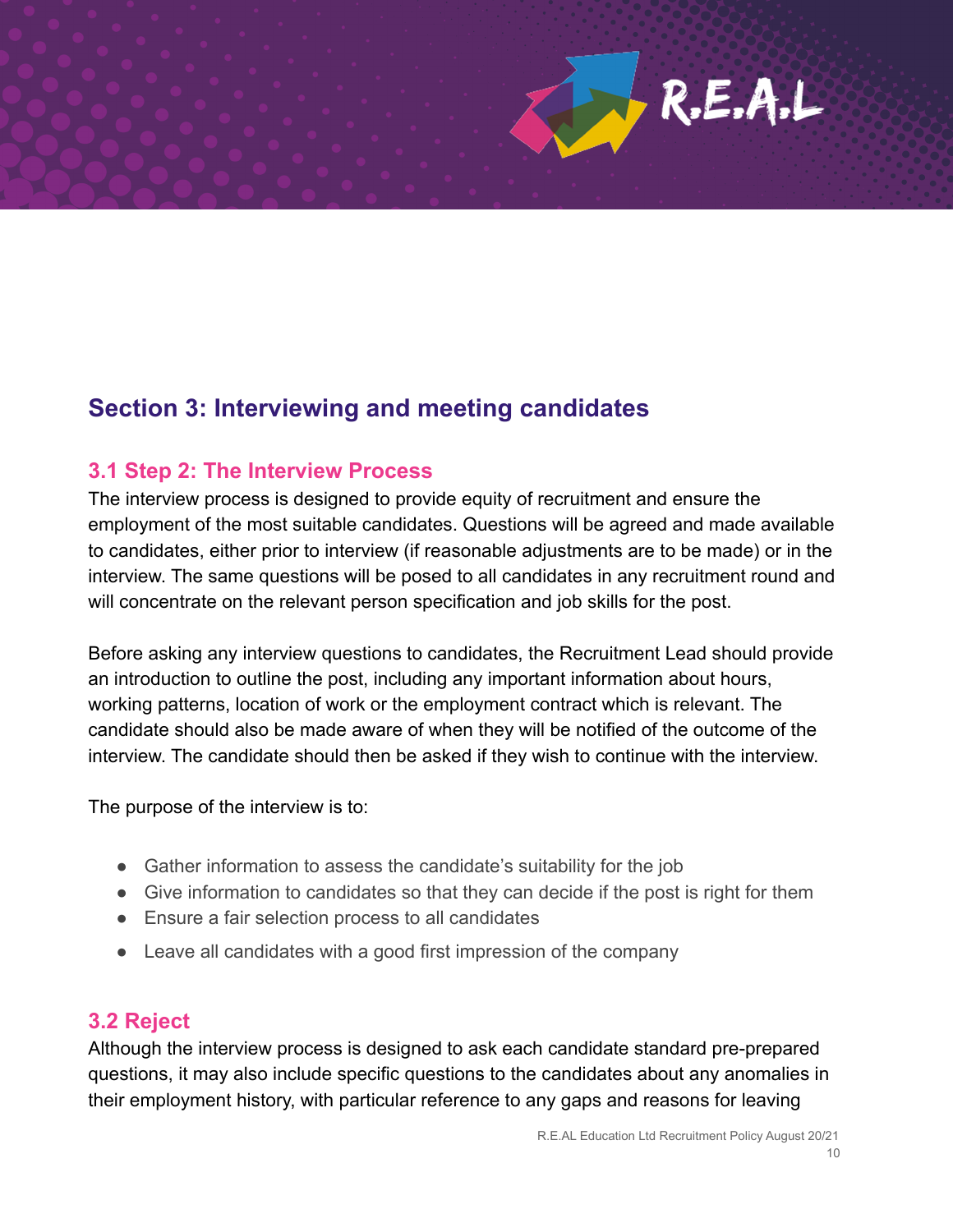## Section 3: Interviewing and meeting candidates

### 3.1 Step 2: The Interview Process

The interview process is designed to provide equity of recruitment and ensure the employment of the most suitable candidates. Questions will be agreed and made available to candidates, either prior to interview (if reasonable adjustments are to be made) or in the interview. The same questions will be posed to all candidates in any recruitment round and will concentrate on the relevant person specification and job skills for the post.

Before asking any interview questions to candidates, the Recruitment Lead should provide an introduction to outline the post, including any important information about hours, working patterns, location of work or the employment contract which is relevant. The candidate should also be made aware of when they will be notified of the outcome of the interview. The candidate should then be asked if they wish to continue with the interview.

The purpose of the interview is to:

- Gather information to assess the candidate's suitability for the job
- Give information to candidates so that they can decide if the post is right for them
- Ensure a fair selection process to all candidates
- Leave all candidates with a good first impression of the company

### 3.2 Reject

Although the interview process is designed to ask each candidate standard pre-prepared questions, it may also include specific questions to the candidates about any anomalies in their employment history, with particular reference to any gaps and reasons for leaving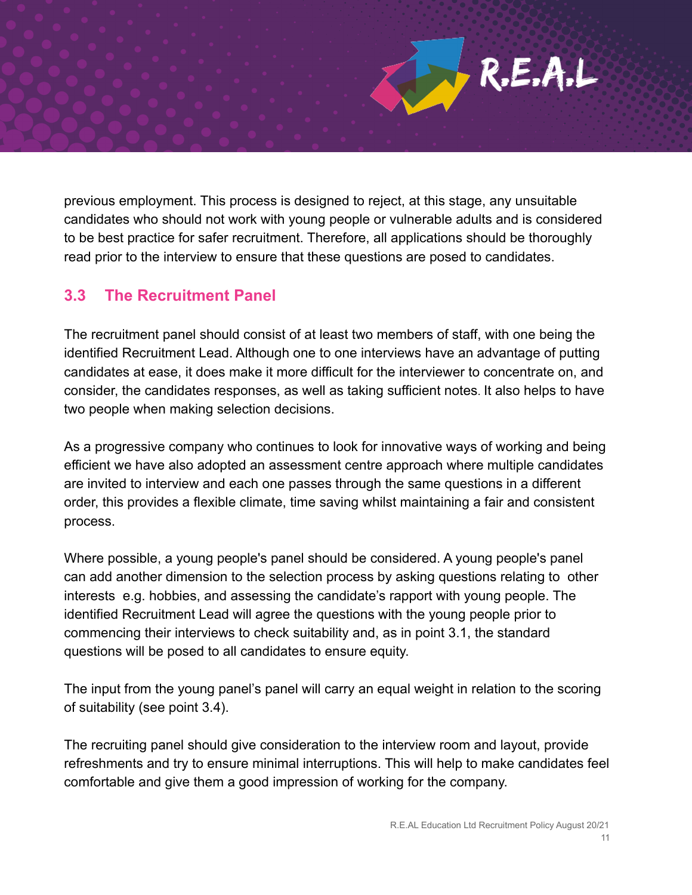previous employment. This process is designed to reject, at this stage, any unsuitable candidates who should not work with young people or vulnerable adults and is considered to be best practice for safer recruitment. Therefore, all applications should be thoroughly read prior to the interview to ensure that these questions are posed to candidates.

## 3.3 The Recruitment Panel

The recruitment panel should consist of at least two members of staff, with one being the identified Recruitment Lead. Although one to one interviews have an advantage of putting candidates at ease, it does make it more difficult for the interviewer to concentrate on, and consider, the candidates responses, as well as taking sufficient notes. It also helps to have two people when making selection decisions.

As a progressive company who continues to look for innovative ways of working and being efficient we have also adopted an assessment centre approach where multiple candidates are invited to interview and each one passes through the same questions in a different order, this provides a flexible climate, time saving whilst maintaining a fair and consistent process.

Where possible, a young people's panel should be considered. A young people's panel can add another dimension to the selection process by asking questions relating to other interests e.g. hobbies, and assessing the candidate's rapport with young people. The identified Recruitment Lead will agree the questions with the young people prior to commencing their interviews to check suitability and, as in point 3.1, the standard questions will be posed to all candidates to ensure equity.

The input from the young panel's panel will carry an equal weight in relation to the scoring of suitability (see point 3.4).

The recruiting panel should give consideration to the interview room and layout, provide refreshments and try to ensure minimal interruptions. This will help to make candidates feel comfortable and give them a good impression of working for the company.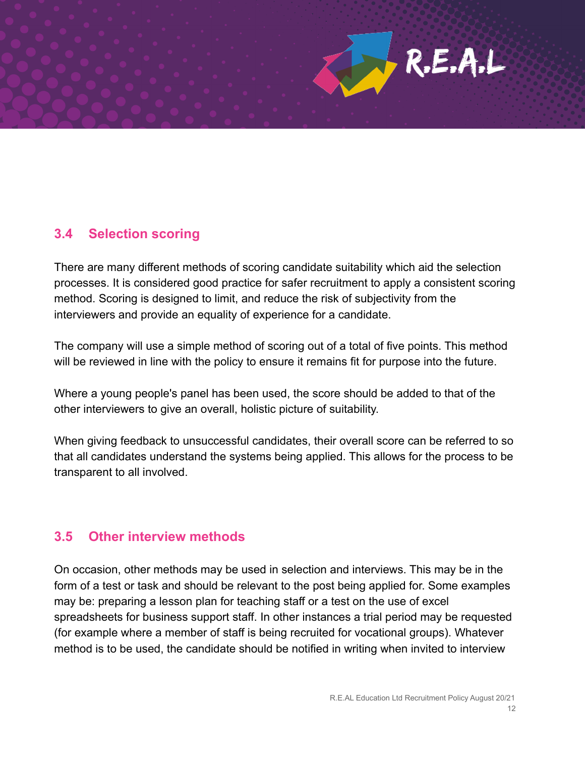## 3.4 Selection scoring

There are many different methods of scoring candidate suitability which aid the selection processes. It is considered good practice for safer recruitment to apply a consistent scoring method. Scoring is designed to limit, and reduce the risk of subjectivity from the interviewers and provide an equality of experience for a candidate.

The company will use a simple method of scoring out of a total of five points. This method will be reviewed in line with the policy to ensure it remains fit for purpose into the future.

Where a young people's panel has been used, the score should be added to that of the other interviewers to give an overall, holistic picture of suitability.

When giving feedback to unsuccessful candidates, their overall score can be referred to so that all candidates understand the systems being applied. This allows for the process to be transparent to all involved.

## 3.5 Other interview methods

On occasion, other methods may be used in selection and interviews. This may be in the form of a test or task and should be relevant to the post being applied for. Some examples may be: preparing a lesson plan for teaching staff or a test on the use of excel spreadsheets for business support staff. In other instances a trial period may be requested (for example where a member of staff is being recruited for vocational groups). Whatever method is to be used, the candidate should be notified in writing when invited to interview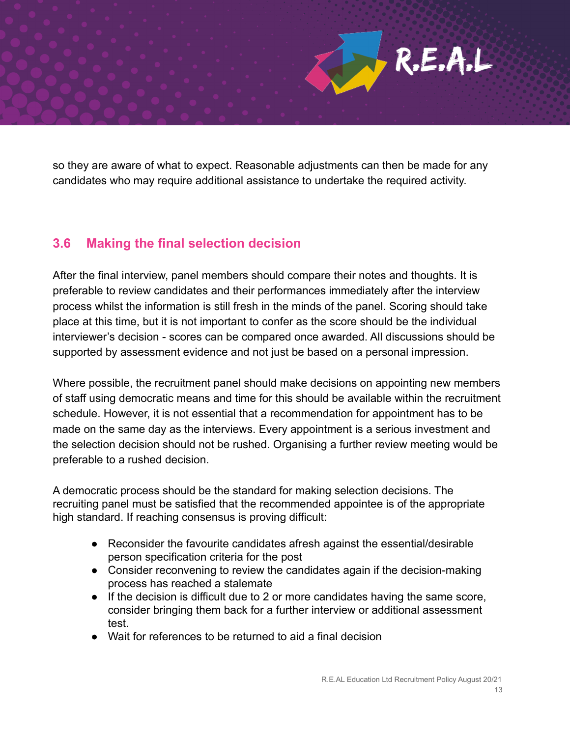so they are aware of what to expect. Reasonable adjustments can then be made for any candidates who may require additional assistance to undertake the required activity.

## 3.6 Making the final selection decision

After the final interview, panel members should compare their notes and thoughts. It is preferable to review candidates and their performances immediately after the interview process whilst the information is still fresh in the minds of the panel. Scoring should take place at this time, but it is not important to confer as the score should be the individual interviewer's decision - scores can be compared once awarded. All discussions should be supported by assessment evidence and not just be based on a personal impression.

Where possible, the recruitment panel should make decisions on appointing new members of staff using democratic means and time for this should be available within the recruitment schedule. However, it is not essential that a recommendation for appointment has to be made on the same day as the interviews. Every appointment is a serious investment and the selection decision should not be rushed. Organising a further review meeting would be preferable to a rushed decision.

A democratic process should be the standard for making selection decisions. The recruiting panel must be satisfied that the recommended appointee is of the appropriate high standard. If reaching consensus is proving difficult:

- Reconsider the favourite candidates afresh against the essential/desirable person specification criteria for the post
- Consider reconvening to review the candidates again if the decision-making process has reached a stalemate
- If the decision is difficult due to 2 or more candidates having the same score, consider bringing them back for a further interview or additional assessment test.
- Wait for references to be returned to aid a final decision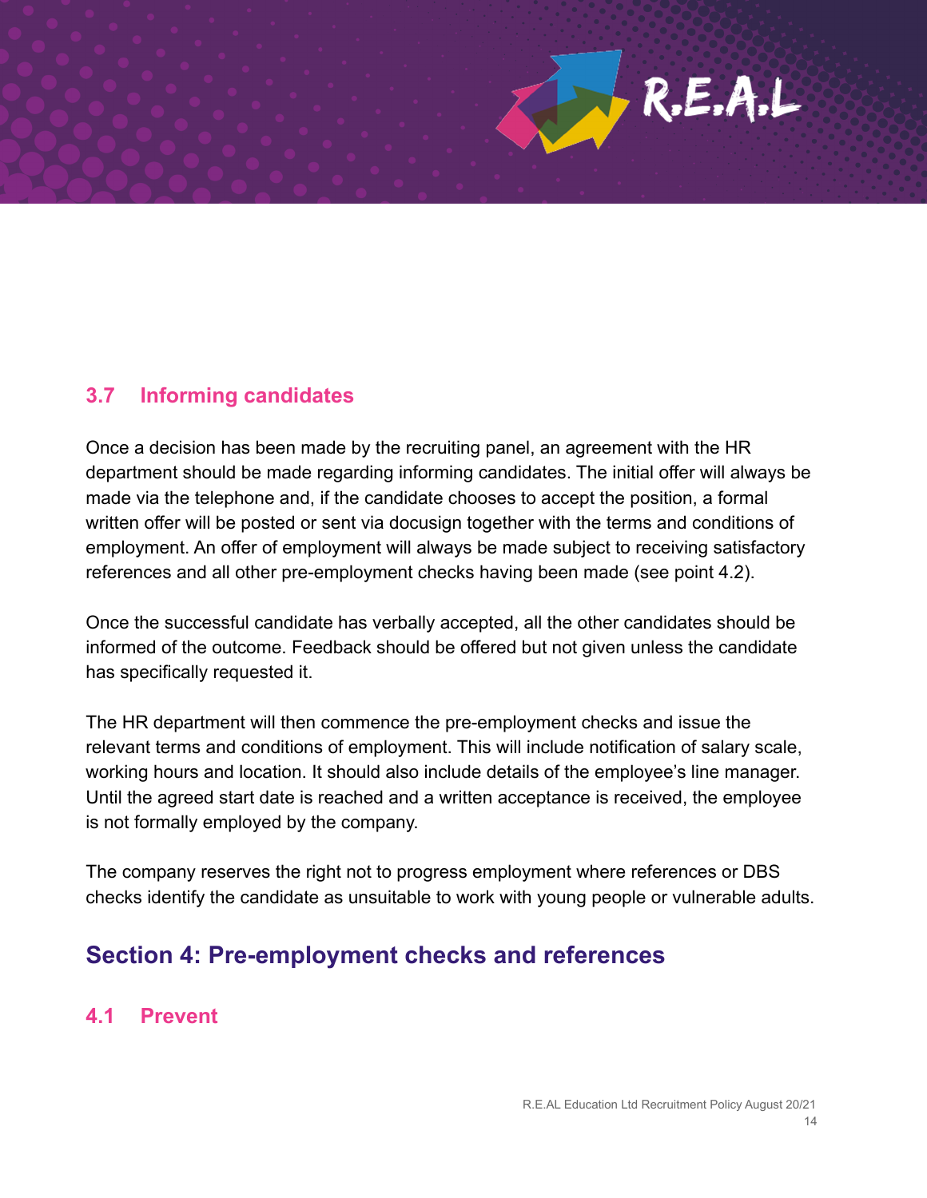### 3.7 Informing candidates

Once a decision has been made by the recruiting panel, an agreement with the HR department should be made regarding informing candidates. The initial offer will always be made via the telephone and, if the candidate chooses to accept the position, a formal written offer will be posted or sent via docusign together with the terms and conditions of employment. An offer of employment will always be made subject to receiving satisfactory references and all other pre-employment checks having been made (see point 4.2).

Once the successful candidate has verbally accepted, all the other candidates should be informed of the outcome. Feedback should be offered but not given unless the candidate has specifically requested it.

The HR department will then commence the pre-employment checks and issue the relevant terms and conditions of employment. This will include notification of salary scale, working hours and location. It should also include details of the employee's line manager. Until the agreed start date is reached and a written acceptance is received, the employee is not formally employed by the company.

The company reserves the right not to progress employment where references or DBS checks identify the candidate as unsuitable to work with young people or vulnerable adults.

## Section 4: Pre-employment checks and references

### 4.1 Prevent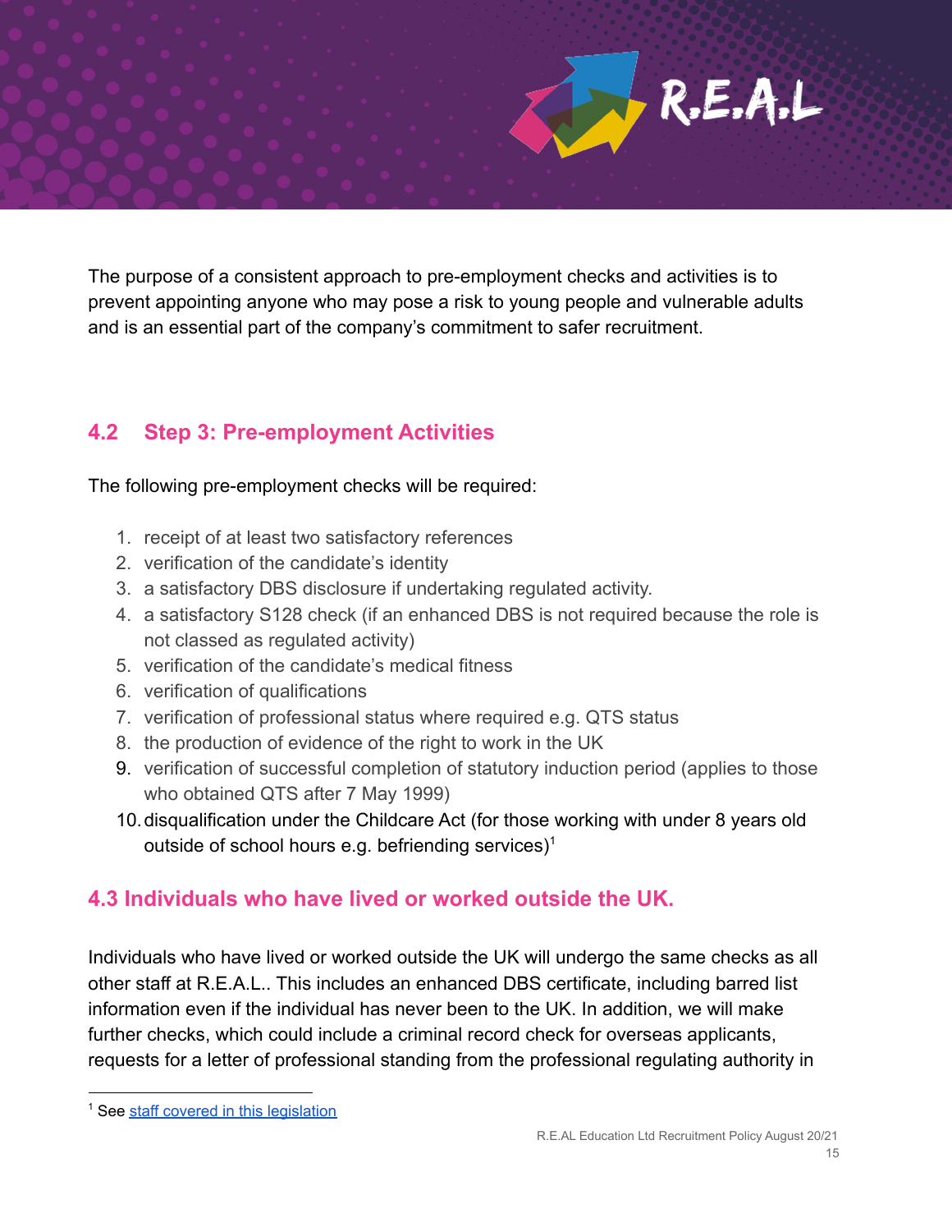The purpose of a consistent approach to pre-employment checks and activities is to prevent appointing anyone who may pose a risk to young people and vulnerable adults and is an essential part of the company's commitment to safer recruitment.

## 4.2 Step 3: Pre-employment Activities

The following pre-employment checks will be required:

1. receipt of at least two satisfactory references
2. verification of the candidate's identity
3. a satisfactory DBS disclosure if undertaking regulated activity.
4. a satisfactory S128 check (if an enhanced DBS is not required because the role is not classed as regulated activity)
5. verification of the candidate's medical fitness
6. verification of qualifications
7. verification of professional status where required e.g. QTS status
8. the production of evidence of the right to work in the UK
9. verification of successful completion of statutory induction period (applies to those who obtained QTS after 7 May 1999)
10. disqualification under the Childcare Act (for those working with under 8 years old outside of school hours e.g. befriending services)[1]

## 4.3 Individuals who have lived or worked outside the UK.

Individuals who have lived or worked outside the UK will undergo the same checks as all other staff at R.E.A.L.. This includes an enhanced DBS certificate, including barred list information even if the individual has never been to the UK. In addition, we will make further checks, which could include a criminal record check for overseas applicants, requests for a letter of professional standing from the professional regulating authority in

[1] See staff covered in this legislation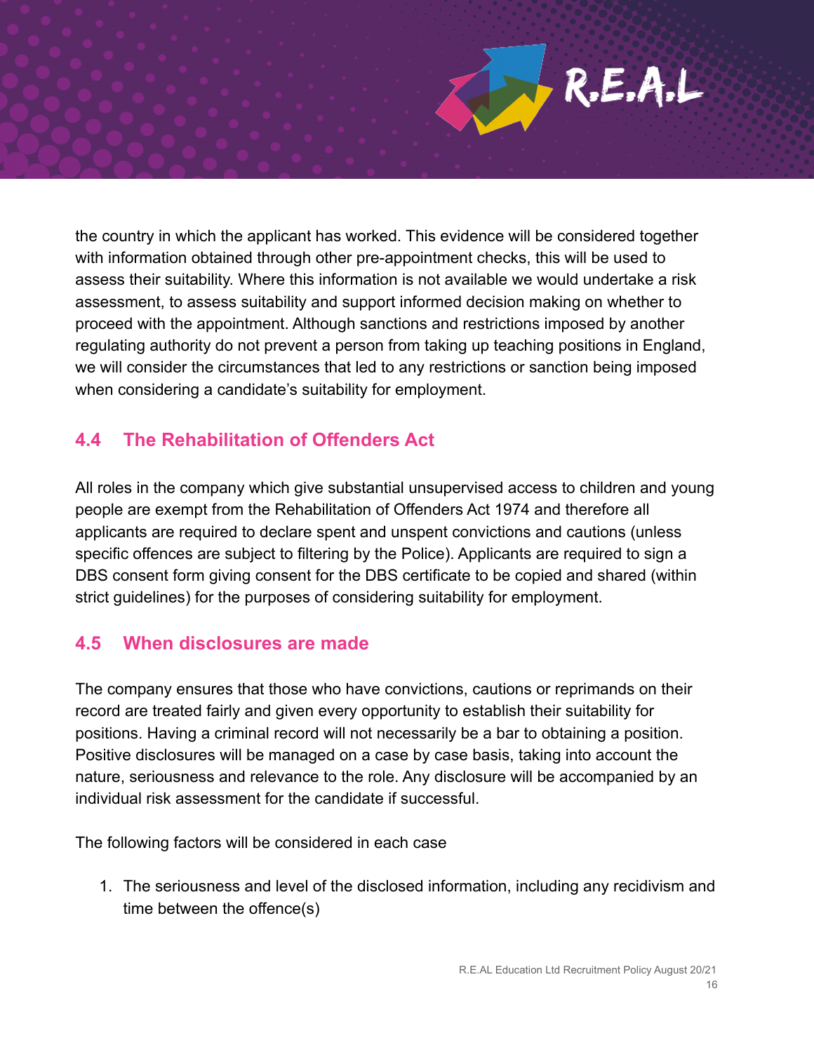the country in which the applicant has worked. This evidence will be considered together with information obtained through other pre-appointment checks, this will be used to assess their suitability. Where this information is not available we would undertake a risk assessment, to assess suitability and support informed decision making on whether to proceed with the appointment. Although sanctions and restrictions imposed by another regulating authority do not prevent a person from taking up teaching positions in England, we will consider the circumstances that led to any restrictions or sanction being imposed when considering a candidate's suitability for employment.

## 4.4 The Rehabilitation of Offenders Act

All roles in the company which give substantial unsupervised access to children and young people are exempt from the Rehabilitation of Offenders Act 1974 and therefore all applicants are required to declare spent and unspent convictions and cautions (unless specific offences are subject to filtering by the Police). Applicants are required to sign a DBS consent form giving consent for the DBS certificate to be copied and shared (within strict guidelines) for the purposes of considering suitability for employment.

## 4.5 When disclosures are made

The company ensures that those who have convictions, cautions or reprimands on their record are treated fairly and given every opportunity to establish their suitability for positions. Having a criminal record will not necessarily be a bar to obtaining a position. Positive disclosures will be managed on a case by case basis, taking into account the nature, seriousness and relevance to the role. Any disclosure will be accompanied by an individual risk assessment for the candidate if successful.

The following factors will be considered in each case

1. The seriousness and level of the disclosed information, including any recidivism and time between the offence(s)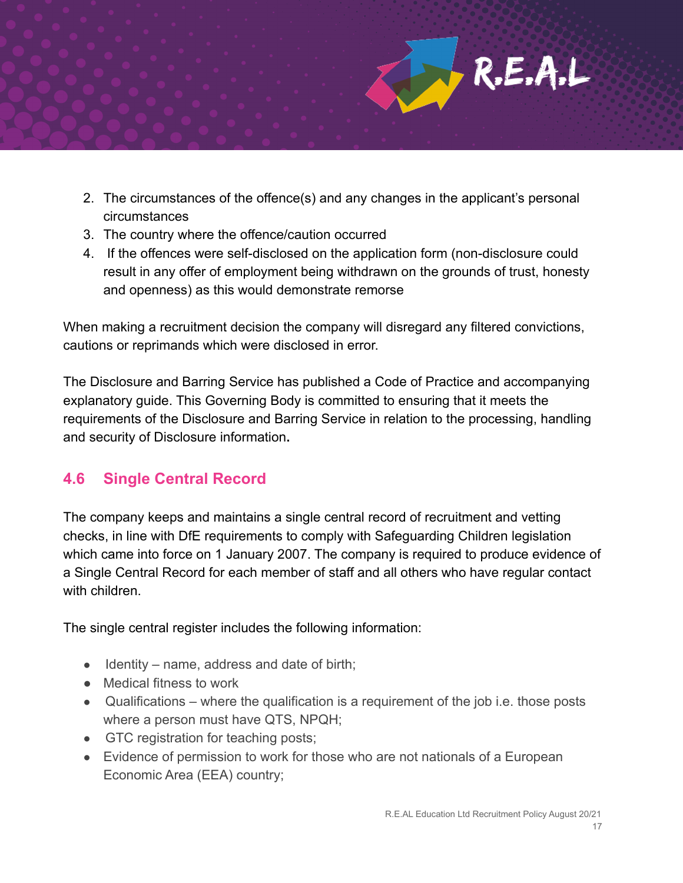2. The circumstances of the offence(s) and any changes in the applicant's personal circumstances
3. The country where the offence/caution occurred
4. If the offences were self-disclosed on the application form (non-disclosure could result in any offer of employment being withdrawn on the grounds of trust, honesty and openness) as this would demonstrate remorse

When making a recruitment decision the company will disregard any filtered convictions, cautions or reprimands which were disclosed in error.

The Disclosure and Barring Service has published a Code of Practice and accompanying explanatory guide. This Governing Body is committed to ensuring that it meets the requirements of the Disclosure and Barring Service in relation to the processing, handling and security of Disclosure information**.**

## 4.6 Single Central Record

The company keeps and maintains a single central record of recruitment and vetting checks, in line with DfE requirements to comply with Safeguarding Children legislation which came into force on 1 January 2007. The company is required to produce evidence of a Single Central Record for each member of staff and all others who have regular contact with children.

The single central register includes the following information:

- Identity – name, address and date of birth;
- Medical fitness to work
- Qualifications – where the qualification is a requirement of the job i.e. those posts where a person must have QTS, NPQH;
- GTC registration for teaching posts;
- Evidence of permission to work for those who are not nationals of a European Economic Area (EEA) country;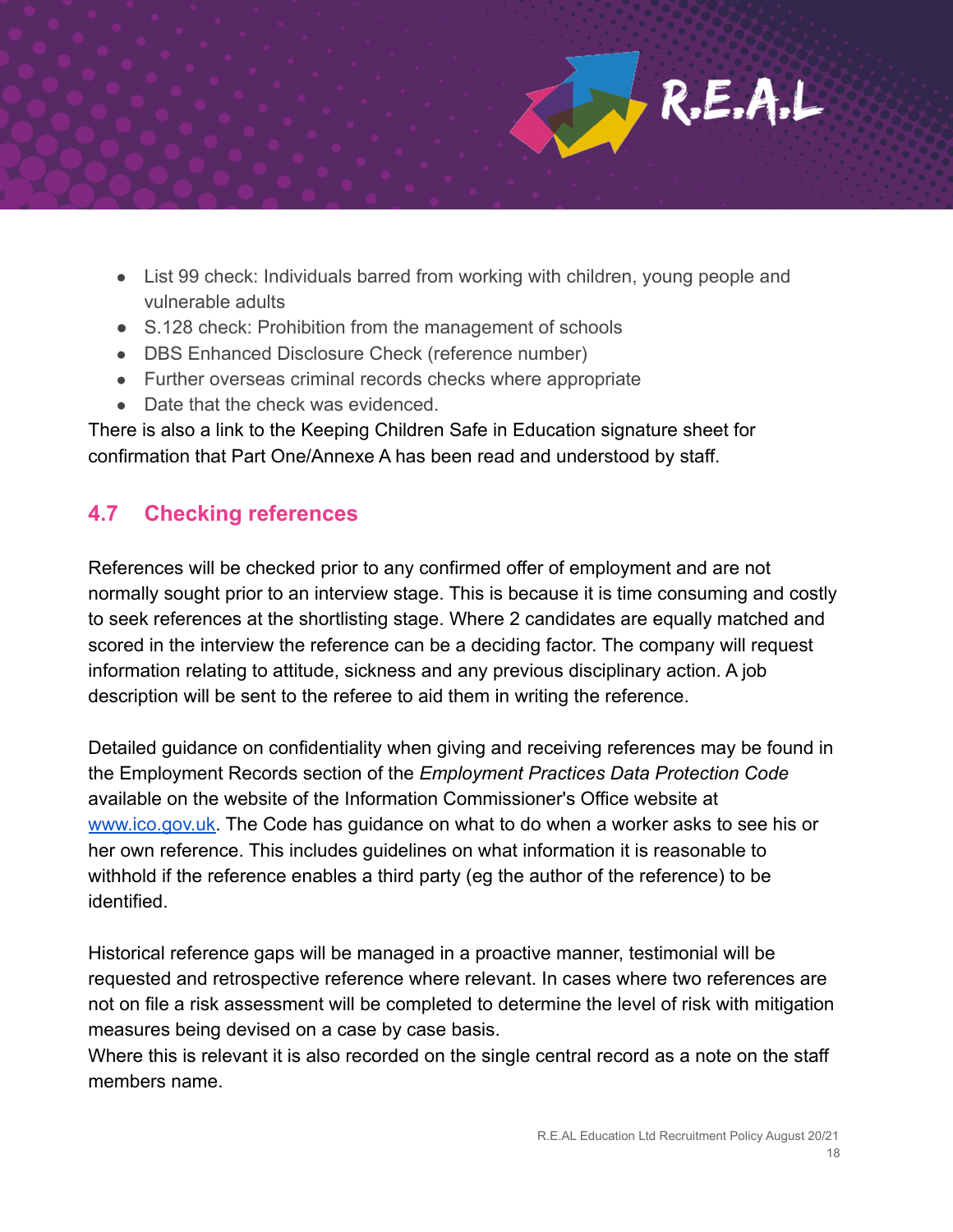- List 99 check: Individuals barred from working with children, young people and vulnerable adults
- S.128 check: Prohibition from the management of schools
- DBS Enhanced Disclosure Check (reference number)
- Further overseas criminal records checks where appropriate
- Date that the check was evidenced.

There is also a link to the Keeping Children Safe in Education signature sheet for confirmation that Part One/Annexe A has been read and understood by staff.

## 4.7 Checking references

References will be checked prior to any confirmed offer of employment and are not normally sought prior to an interview stage. This is because it is time consuming and costly to seek references at the shortlisting stage. Where 2 candidates are equally matched and scored in the interview the reference can be a deciding factor. The company will request information relating to attitude, sickness and any previous disciplinary action. A job description will be sent to the referee to aid them in writing the reference.

Detailed guidance on confidentiality when giving and receiving references may be found in the Employment Records section of the *Employment Practices Data Protection Code* available on the website of the Information Commissioner's Office website at [www.ico.gov.uk](http://www.ico.gov.uk). The Code has guidance on what to do when a worker asks to see his or her own reference. This includes guidelines on what information it is reasonable to withhold if the reference enables a third party (eg the author of the reference) to be identified.

Historical reference gaps will be managed in a proactive manner, testimonial will be requested and retrospective reference where relevant. In cases where two references are not on file a risk assessment will be completed to determine the level of risk with mitigation measures being devised on a case by case basis.
Where this is relevant it is also recorded on the single central record as a note on the staff members name.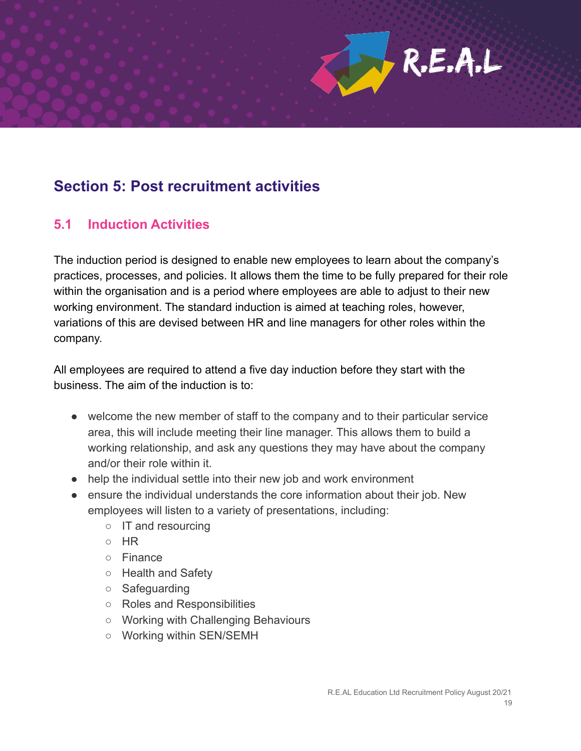## Section 5: Post recruitment activities

### 5.1 Induction Activities

The induction period is designed to enable new employees to learn about the company's practices, processes, and policies. It allows them the time to be fully prepared for their role within the organisation and is a period where employees are able to adjust to their new working environment. The standard induction is aimed at teaching roles, however, variations of this are devised between HR and line managers for other roles within the company.

All employees are required to attend a five day induction before they start with the business. The aim of the induction is to:

- welcome the new member of staff to the company and to their particular service area, this will include meeting their line manager. This allows them to build a working relationship, and ask any questions they may have about the company and/or their role within it.
- help the individual settle into their new job and work environment
- ensure the individual understands the core information about their job. New employees will listen to a variety of presentations, including:
  - IT and resourcing
  - HR
  - Finance
  - Health and Safety
  - Safeguarding
  - Roles and Responsibilities
  - Working with Challenging Behaviours
  - Working within SEN/SEMH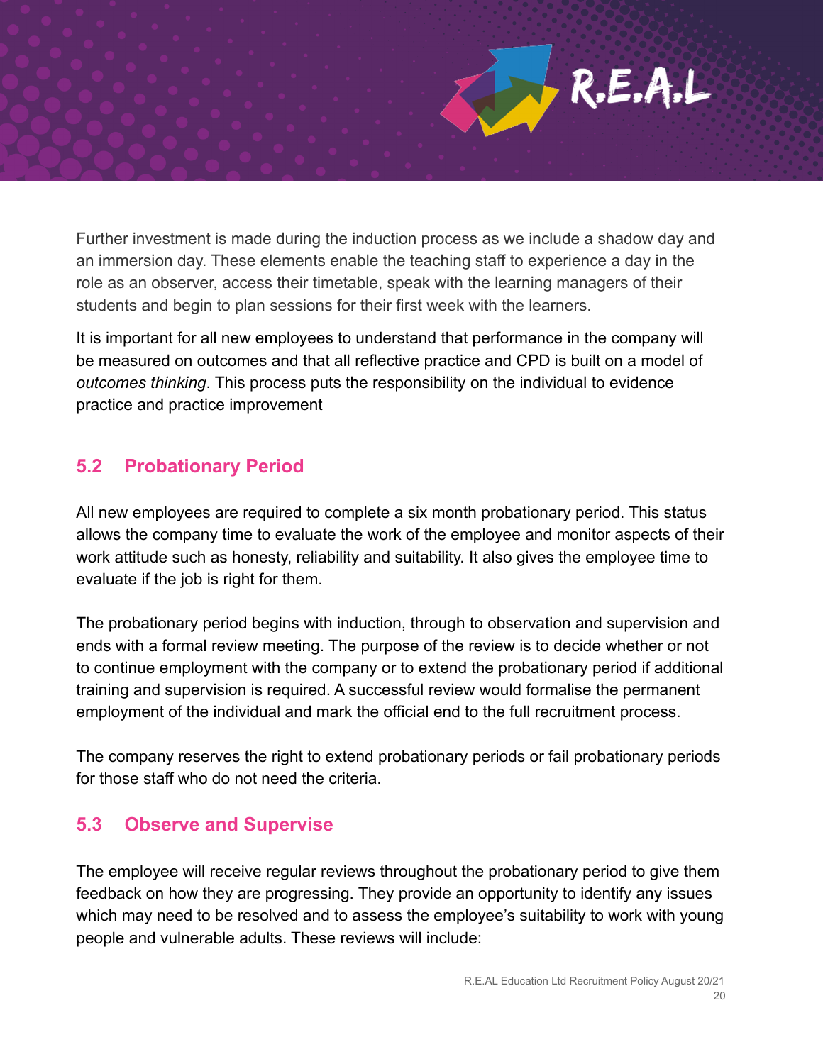Further investment is made during the induction process as we include a shadow day and an immersion day. These elements enable the teaching staff to experience a day in the role as an observer, access their timetable, speak with the learning managers of their students and begin to plan sessions for their first week with the learners.

It is important for all new employees to understand that performance in the company will be measured on outcomes and that all reflective practice and CPD is built on a model of *outcomes thinking*. This process puts the responsibility on the individual to evidence practice and practice improvement

## 5.2 Probationary Period

All new employees are required to complete a six month probationary period. This status allows the company time to evaluate the work of the employee and monitor aspects of their work attitude such as honesty, reliability and suitability. It also gives the employee time to evaluate if the job is right for them.

The probationary period begins with induction, through to observation and supervision and ends with a formal review meeting. The purpose of the review is to decide whether or not to continue employment with the company or to extend the probationary period if additional training and supervision is required. A successful review would formalise the permanent employment of the individual and mark the official end to the full recruitment process.

The company reserves the right to extend probationary periods or fail probationary periods for those staff who do not need the criteria.

## 5.3 Observe and Supervise

The employee will receive regular reviews throughout the probationary period to give them feedback on how they are progressing. They provide an opportunity to identify any issues which may need to be resolved and to assess the employee's suitability to work with young people and vulnerable adults. These reviews will include: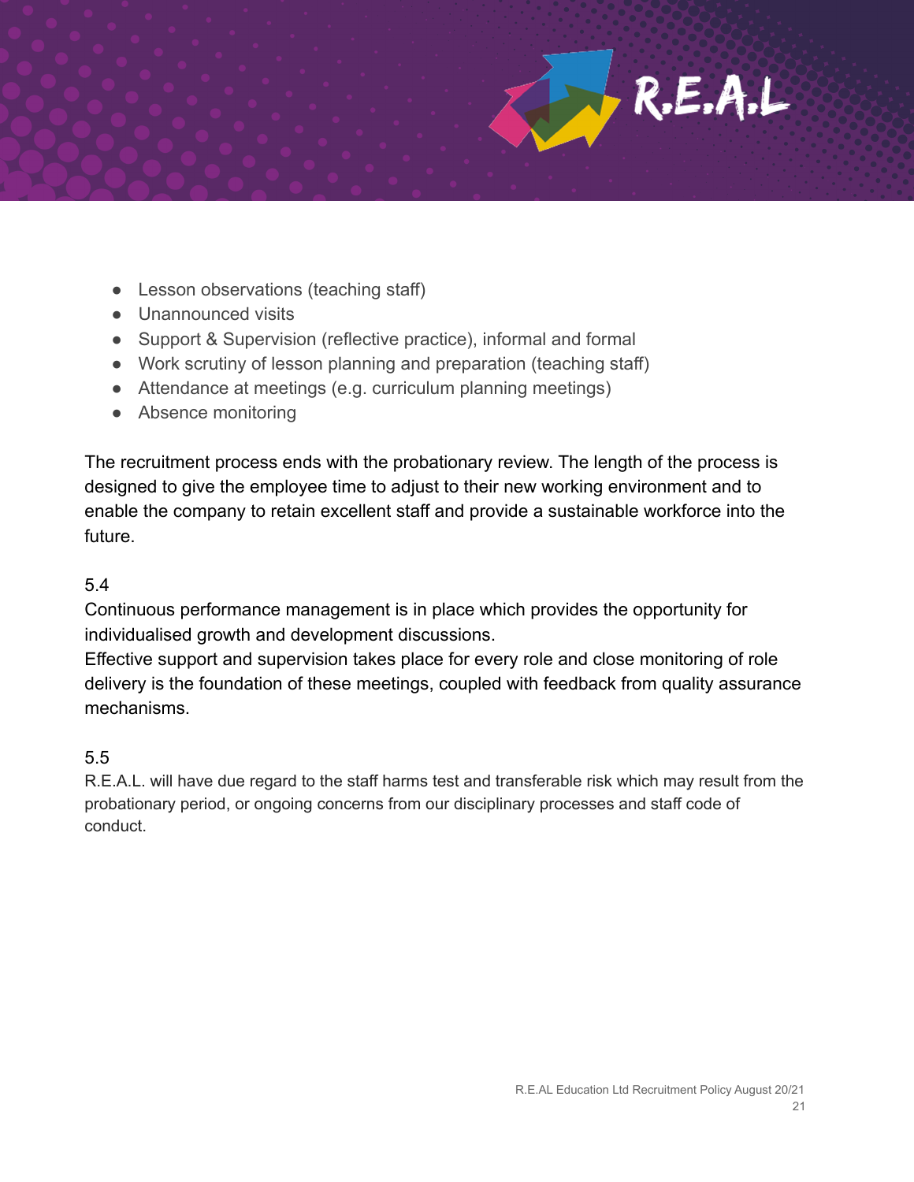- Lesson observations (teaching staff)
- Unannounced visits
- Support & Supervision (reflective practice), informal and formal
- Work scrutiny of lesson planning and preparation (teaching staff)
- Attendance at meetings (e.g. curriculum planning meetings)
- Absence monitoring

The recruitment process ends with the probationary review. The length of the process is designed to give the employee time to adjust to their new working environment and to enable the company to retain excellent staff and provide a sustainable workforce into the future.

5.4

Continuous performance management is in place which provides the opportunity for individualised growth and development discussions.

Effective support and supervision takes place for every role and close monitoring of role delivery is the foundation of these meetings, coupled with feedback from quality assurance mechanisms.

5.5

R.E.A.L. will have due regard to the staff harms test and transferable risk which may result from the probationary period, or ongoing concerns from our disciplinary processes and staff code of conduct.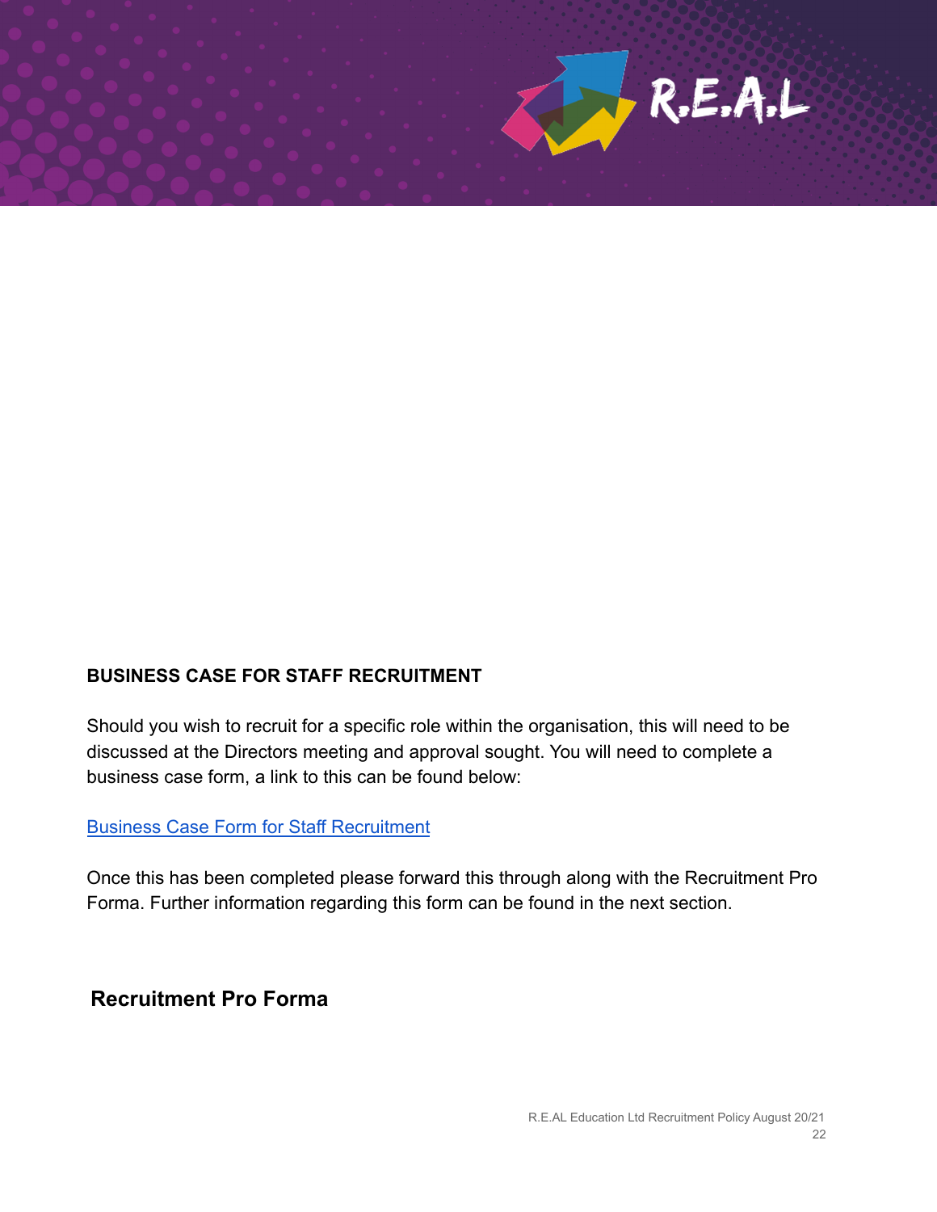## BUSINESS CASE FOR STAFF RECRUITMENT

Should you wish to recruit for a specific role within the organisation, this will need to be discussed at the Directors meeting and approval sought. You will need to complete a business case form, a link to this can be found below:

Business Case Form for Staff Recruitment

Once this has been completed please forward this through along with the Recruitment Pro Forma. Further information regarding this form can be found in the next section.

## Recruitment Pro Forma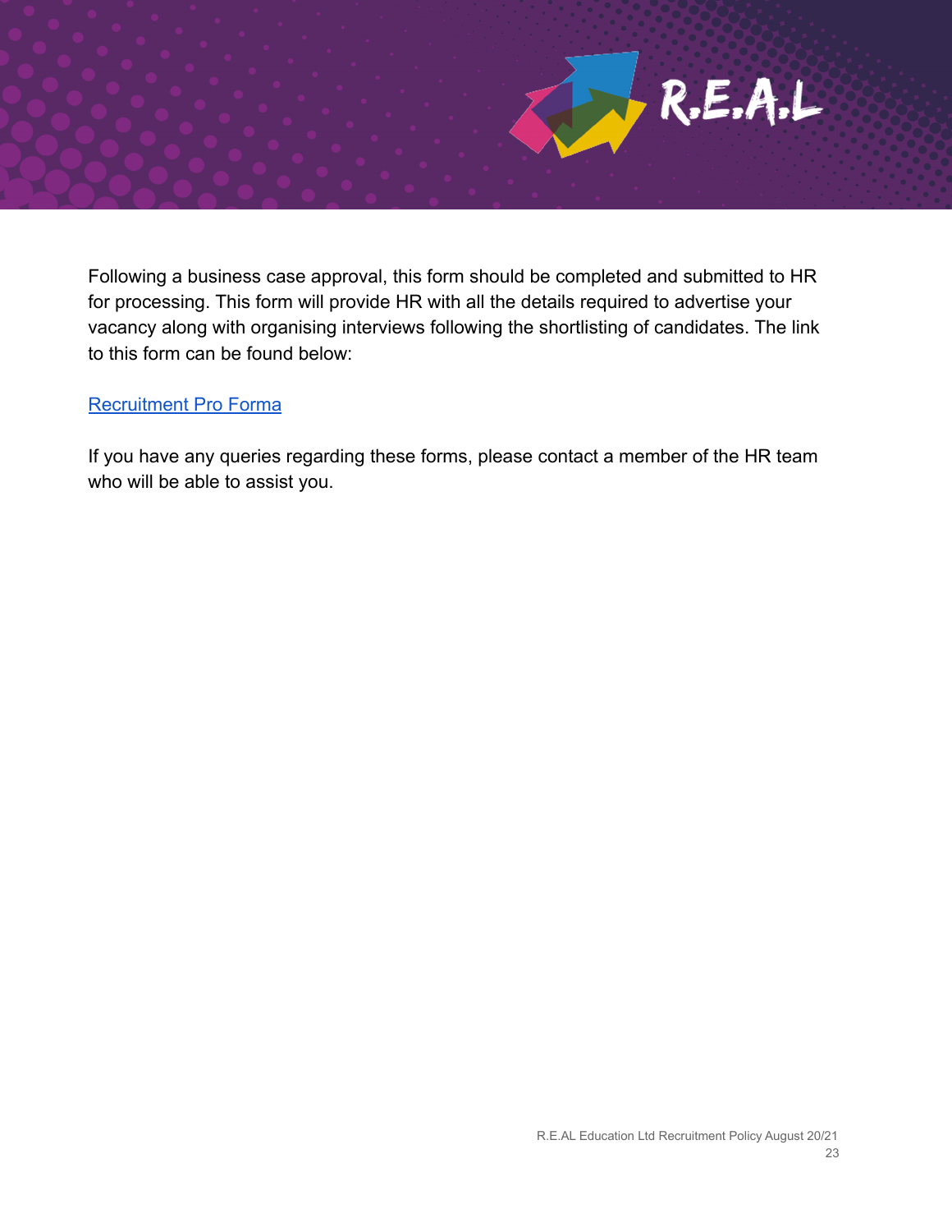Following a business case approval, this form should be completed and submitted to HR for processing. This form will provide HR with all the details required to advertise your vacancy along with organising interviews following the shortlisting of candidates. The link to this form can be found below:

Recruitment Pro Forma

If you have any queries regarding these forms, please contact a member of the HR team who will be able to assist you.